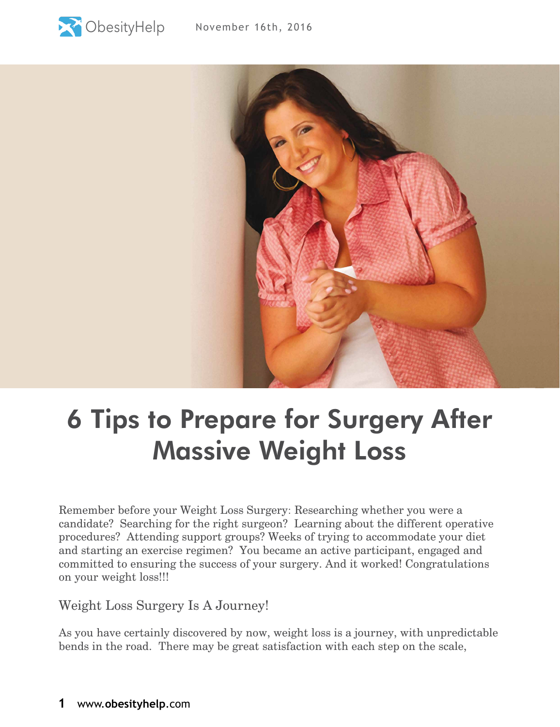# 6 Tips to Prepare for Surgery After Massive Weight Loss

Remember before your Weight Loss Surgery: Researching whether you were a candidate? Searching for the right surgeon? Learning about the different operative procedures? Attending support groups? Weeks of trying to accommodate your diet and starting an exercise regimen? You became an active participant, engaged and committed to ensuring the success of your surgery. And it worked! Congratulations on your weight loss!!!

## Weight Loss Surgery Is A Journey!

As you have certainly discovered by now, weight loss is a journey, with unpredictable bends in the road. There may be great satisfaction with each step on the scale,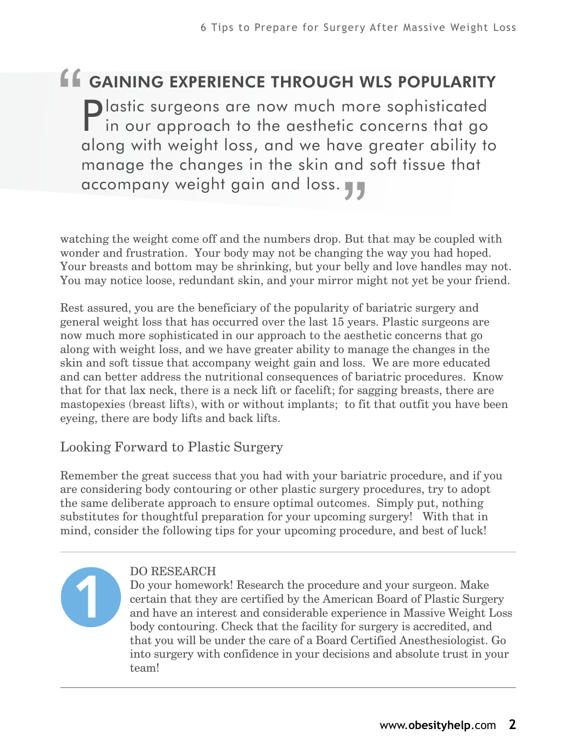> ## GAINING EXPERIENCE THROUGH WLS POPULARITY
>
> Plastic surgeons are now much more sophisticated in our approach to the aesthetic concerns that go along with weight loss, and we have greater ability to manage the changes in the skin and soft tissue that accompany weight gain and loss.

watching the weight come off and the numbers drop. But that may be coupled with wonder and frustration. Your body may not be changing the way you had hoped. Your breasts and bottom may be shrinking, but your belly and love handles may not. You may notice loose, redundant skin, and your mirror might not yet be your friend.

Rest assured, you are the beneficiary of the popularity of bariatric surgery and general weight loss that has occurred over the last 15 years. Plastic surgeons are now much more sophisticated in our approach to the aesthetic concerns that go along with weight loss, and we have greater ability to manage the changes in the skin and soft tissue that accompany weight gain and loss. We are more educated and can better address the nutritional consequences of bariatric procedures. Know that for that lax neck, there is a neck lift or facelift; for sagging breasts, there are mastopexies (breast lifts), with or without implants; to fit that outfit you have been eyeing, there are body lifts and back lifts.

## Looking Forward to Plastic Surgery

Remember the great success that you had with your bariatric procedure, and if you are considering body contouring or other plastic surgery procedures, try to adopt the same deliberate approach to ensure optimal outcomes. Simply put, nothing substitutes for thoughtful preparation for your upcoming surgery! With that in mind, consider the following tips for your upcoming procedure, and best of luck!

---

### 1 DO RESEARCH

Do your homework! Research the procedure and your surgeon. Make certain that they are certified by the American Board of Plastic Surgery and have an interest and considerable experience in Massive Weight Loss body contouring. Check that the facility for surgery is accredited, and that you will be under the care of a Board Certified Anesthesiologist. Go into surgery with confidence in your decisions and absolute trust in your team!

---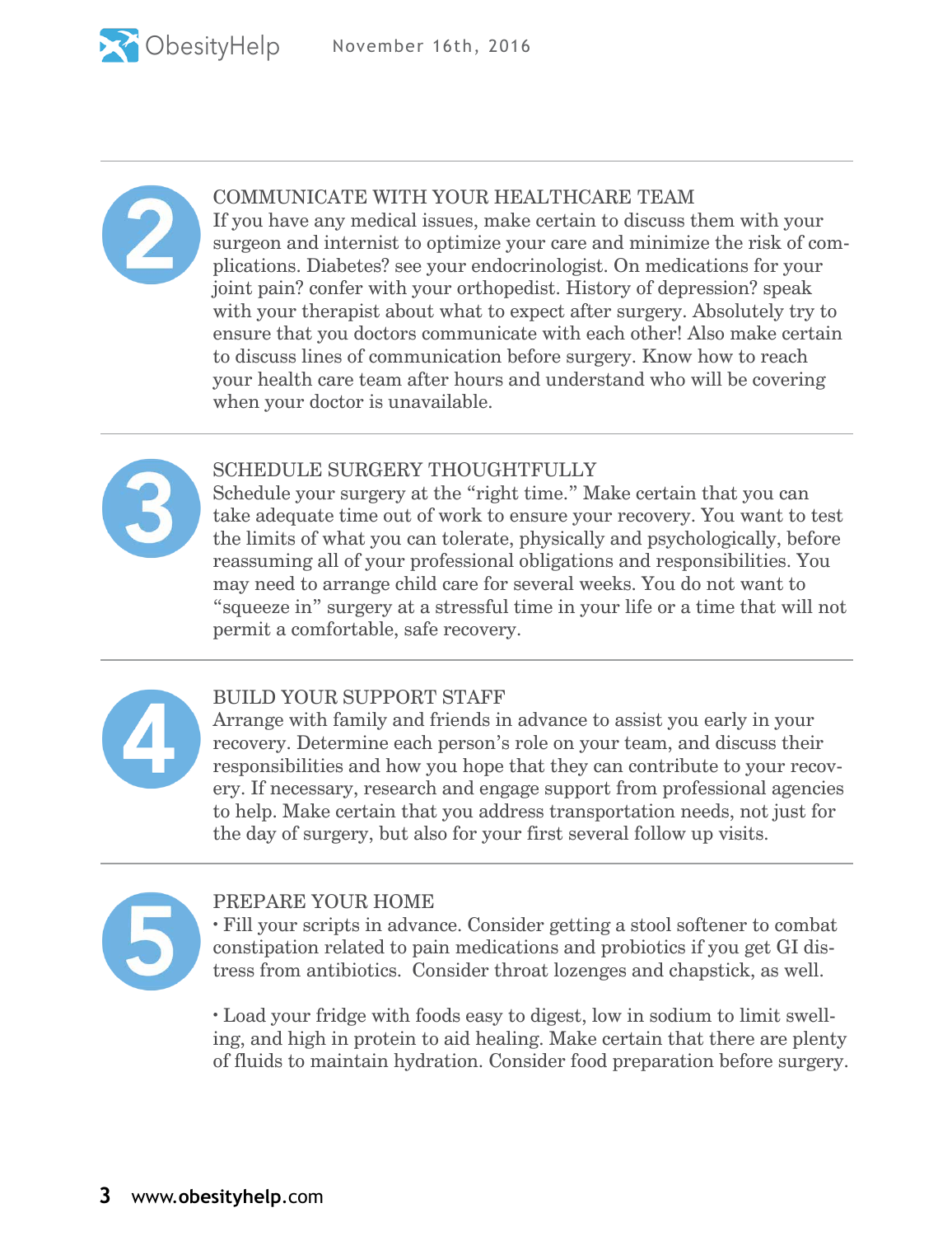## 2 COMMUNICATE WITH YOUR HEALTHCARE TEAM

If you have any medical issues, make certain to discuss them with your surgeon and internist to optimize your care and minimize the risk of complications. Diabetes? see your endocrinologist. On medications for your joint pain? confer with your orthopedist. History of depression? speak with your therapist about what to expect after surgery. Absolutely try to ensure that you doctors communicate with each other! Also make certain to discuss lines of communication before surgery. Know how to reach your health care team after hours and understand who will be covering when your doctor is unavailable.

## 3 SCHEDULE SURGERY THOUGHTFULLY

Schedule your surgery at the "right time." Make certain that you can take adequate time out of work to ensure your recovery. You want to test the limits of what you can tolerate, physically and psychologically, before reassuming all of your professional obligations and responsibilities. You may need to arrange child care for several weeks. You do not want to "squeeze in" surgery at a stressful time in your life or a time that will not permit a comfortable, safe recovery.

## 4 BUILD YOUR SUPPORT STAFF

Arrange with family and friends in advance to assist you early in your recovery. Determine each person's role on your team, and discuss their responsibilities and how you hope that they can contribute to your recovery. If necessary, research and engage support from professional agencies to help. Make certain that you address transportation needs, not just for the day of surgery, but also for your first several follow up visits.

## 5 PREPARE YOUR HOME

- Fill your scripts in advance. Consider getting a stool softener to combat constipation related to pain medications and probiotics if you get GI distress from antibiotics. Consider throat lozenges and chapstick, as well.

- Load your fridge with foods easy to digest, low in sodium to limit swelling, and high in protein to aid healing. Make certain that there are plenty of fluids to maintain hydration. Consider food preparation before surgery.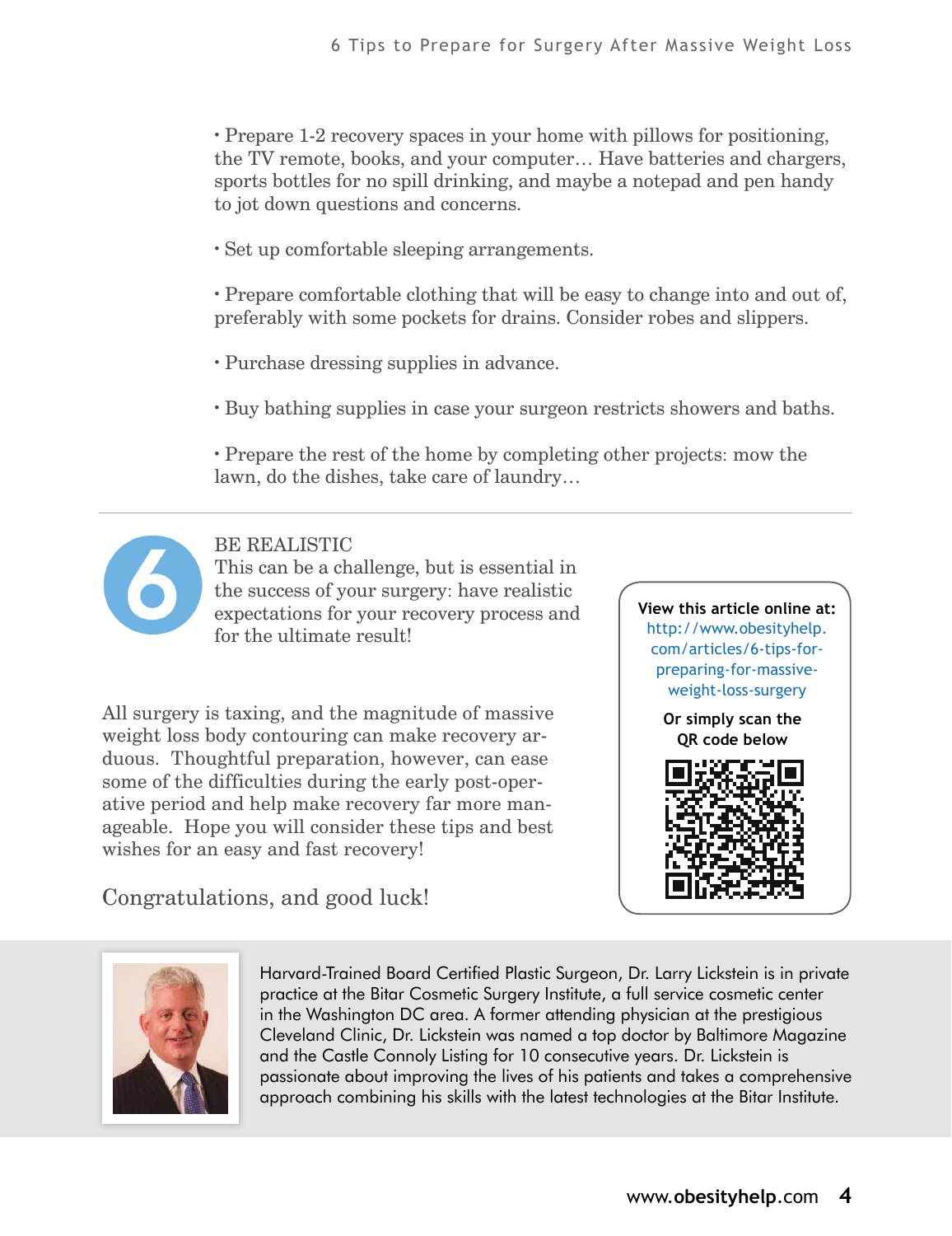- Prepare 1-2 recovery spaces in your home with pillows for positioning, the TV remote, books, and your computer… Have batteries and chargers, sports bottles for no spill drinking, and maybe a notepad and pen handy to jot down questions and concerns.

- Set up comfortable sleeping arrangements.

- Prepare comfortable clothing that will be easy to change into and out of, preferably with some pockets for drains. Consider robes and slippers.

- Purchase dressing supplies in advance.

- Buy bathing supplies in case your surgeon restricts showers and baths.

- Prepare the rest of the home by completing other projects: mow the lawn, do the dishes, take care of laundry…

---

## 6 BE REALISTIC

This can be a challenge, but is essential in the success of your surgery: have realistic expectations for your recovery process and for the ultimate result!

All surgery is taxing, and the magnitude of massive weight loss body contouring can make recovery arduous. Thoughtful preparation, however, can ease some of the difficulties during the early post-operative period and help make recovery far more manageable. Hope you will consider these tips and best wishes for an easy and fast recovery!

Congratulations, and good luck!

**View this article online at:**
http://www.obesityhelp.com/articles/6-tips-for-preparing-for-massive-weight-loss-surgery

**Or simply scan the QR code below**

Harvard-Trained Board Certified Plastic Surgeon, Dr. Larry Lickstein is in private practice at the Bitar Cosmetic Surgery Institute, a full service cosmetic center in the Washington DC area. A former attending physician at the prestigious Cleveland Clinic, Dr. Lickstein was named a top doctor by Baltimore Magazine and the Castle Connoly Listing for 10 consecutive years. Dr. Lickstein is passionate about improving the lives of his patients and takes a comprehensive approach combining his skills with the latest technologies at the Bitar Institute.